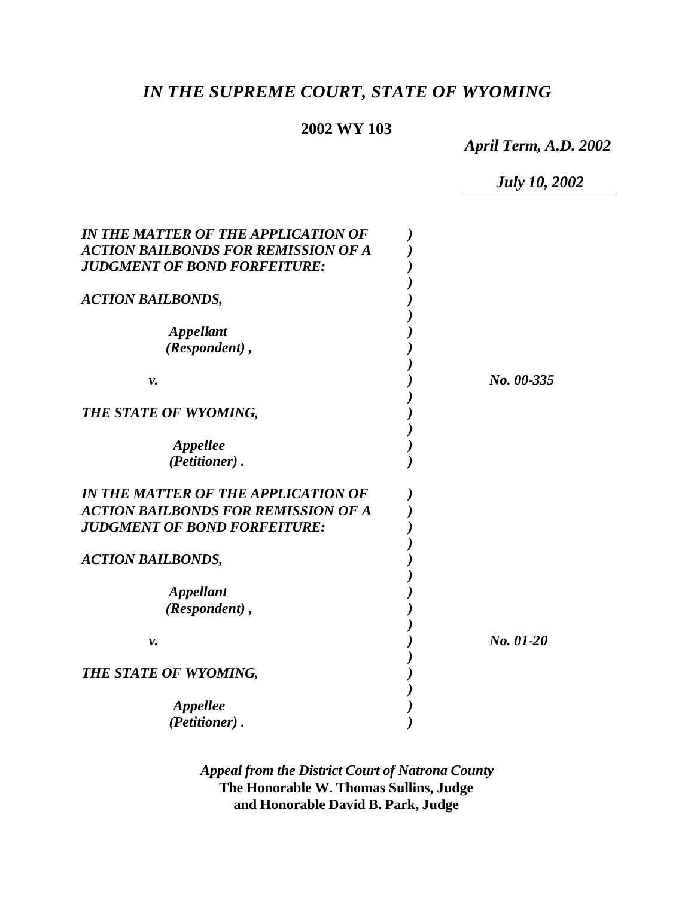# *IN THE SUPREME COURT, STATE OF WYOMING*

**2002 WY 103**

*April Term, A.D. 2002*

*July 10, 2002*

*IN THE MATTER OF THE APPLICATION OF ACTION BAILBONDS FOR REMISSION OF A JUDGMENT OF BOND FORFEITURE:*

*ACTION BAILBONDS,*

*Appellant (Respondent),*

*v.*

*THE STATE OF WYOMING,*

*Appellee (Petitioner).*

*No. 00-335*

*IN THE MATTER OF THE APPLICATION OF ACTION BAILBONDS FOR REMISSION OF A JUDGMENT OF BOND FORFEITURE:*

*ACTION BAILBONDS,*

*Appellant (Respondent),*

*v.*

*THE STATE OF WYOMING,*

*Appellee (Petitioner).*

*No. 01-20*

*Appeal from the District Court of Natrona County*
**The Honorable W. Thomas Sullins, Judge**
**and Honorable David B. Park, Judge**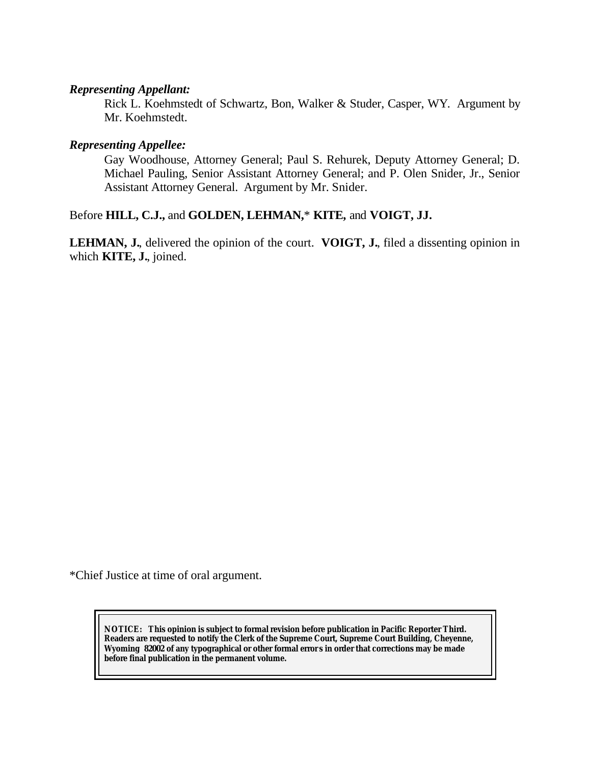***Representing Appellant:***

Rick L. Koehmstedt of Schwartz, Bon, Walker & Studer, Casper, WY. Argument by Mr. Koehmstedt.

***Representing Appellee:***

Gay Woodhouse, Attorney General; Paul S. Rehurek, Deputy Attorney General; D. Michael Pauling, Senior Assistant Attorney General; and P. Olen Snider, Jr., Senior Assistant Attorney General. Argument by Mr. Snider.

Before **HILL, C.J.,** and **GOLDEN, LEHMAN,*** **KITE,** and **VOIGT, JJ.**

**LEHMAN, J.**, delivered the opinion of the court. **VOIGT, J.**, filed a dissenting opinion in which **KITE, J.**, joined.

*Chief Justice at time of oral argument.

**NOTICE: This opinion is subject to formal revision before publication in Pacific Reporter Third. Readers are requested to notify the Clerk of the Supreme Court, Supreme Court Building, Cheyenne, Wyoming 82002 of any typographical or other formal errors in order that corrections may be made before final publication in the permanent volume.**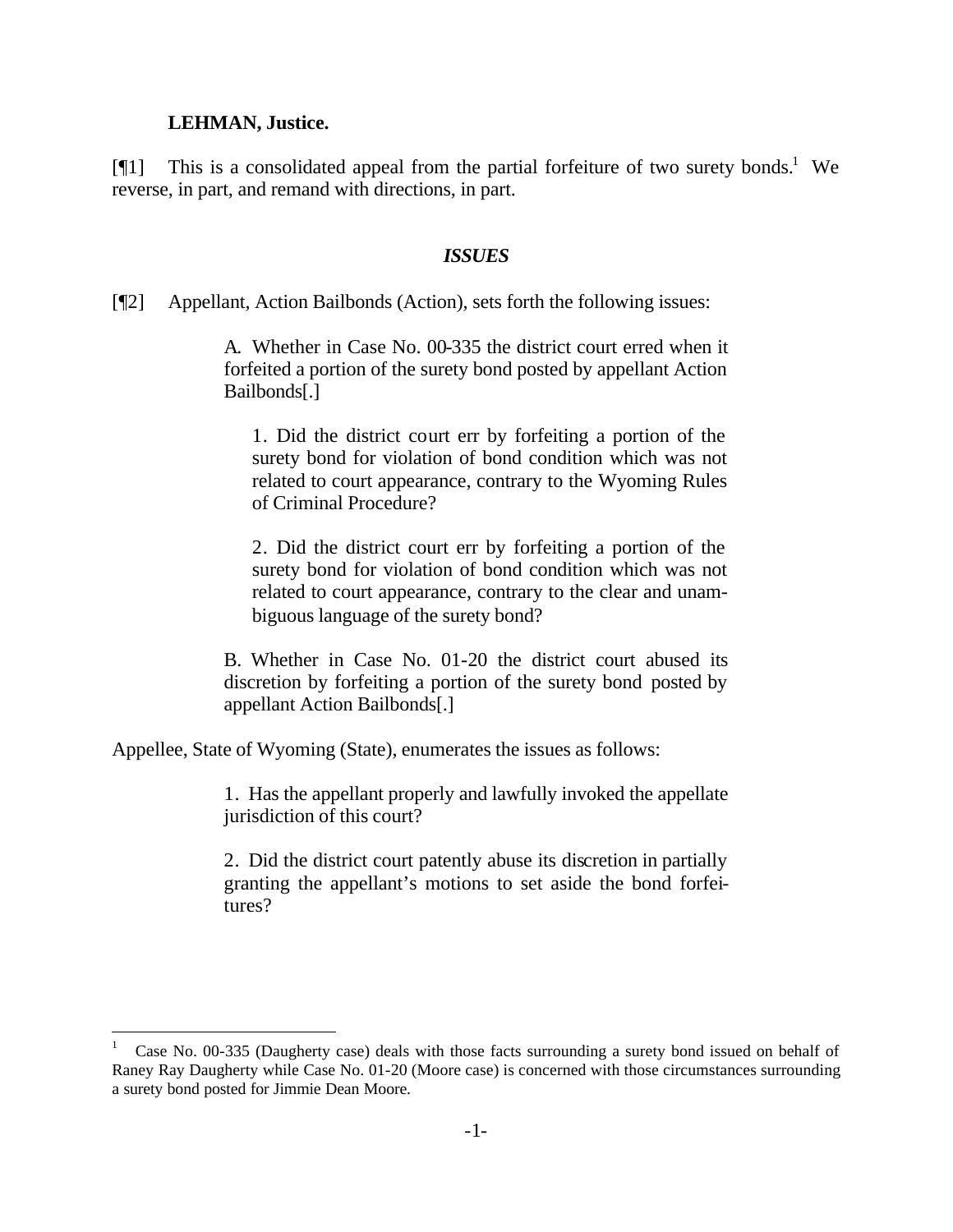**LEHMAN, Justice.**

[¶1] This is a consolidated appeal from the partial forfeiture of two surety bonds.[1] We reverse, in part, and remand with directions, in part.

### *ISSUES*

[¶2] Appellant, Action Bailbonds (Action), sets forth the following issues:

> A. Whether in Case No. 00-335 the district court erred when it forfeited a portion of the surety bond posted by appellant Action Bailbonds[.]
>
> 1. Did the district court err by forfeiting a portion of the surety bond for violation of bond condition which was not related to court appearance, contrary to the Wyoming Rules of Criminal Procedure?
>
> 2. Did the district court err by forfeiting a portion of the surety bond for violation of bond condition which was not related to court appearance, contrary to the clear and unambiguous language of the surety bond?
>
> B. Whether in Case No. 01-20 the district court abused its discretion by forfeiting a portion of the surety bond posted by appellant Action Bailbonds[.]

Appellee, State of Wyoming (State), enumerates the issues as follows:

> 1. Has the appellant properly and lawfully invoked the appellate jurisdiction of this court?
>
> 2. Did the district court patently abuse its discretion in partially granting the appellant's motions to set aside the bond forfeitures?

---

[1] Case No. 00-335 (Daugherty case) deals with those facts surrounding a surety bond issued on behalf of Raney Ray Daugherty while Case No. 01-20 (Moore case) is concerned with those circumstances surrounding a surety bond posted for Jimmie Dean Moore.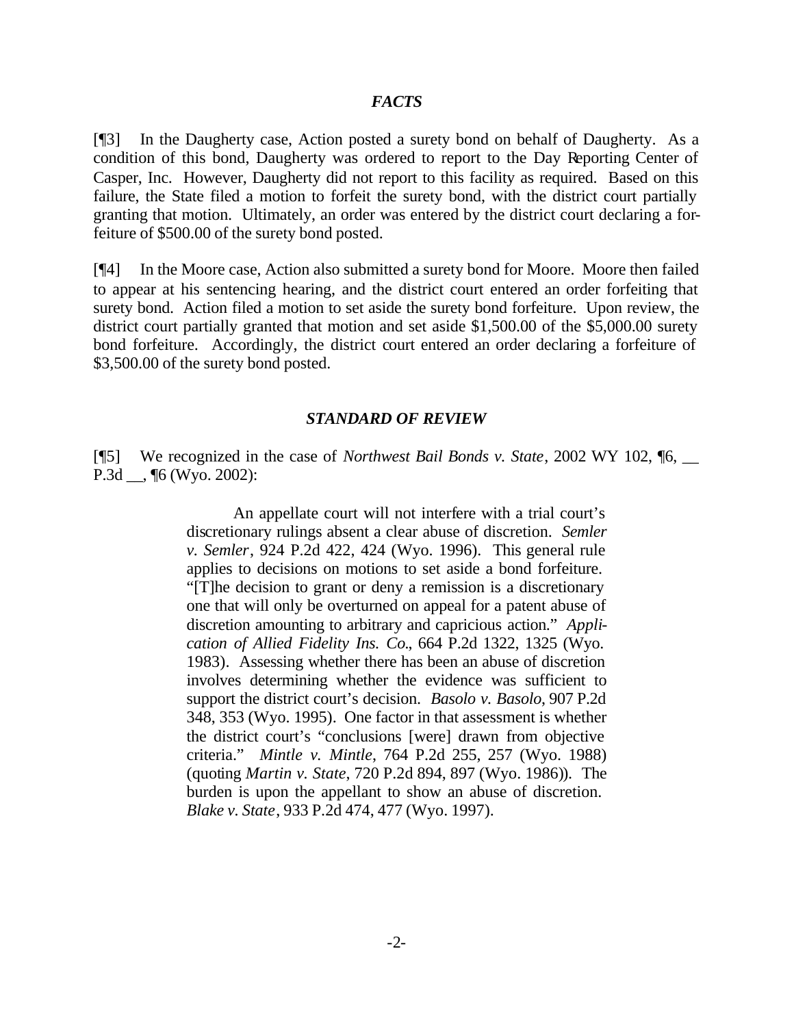## *FACTS*

[¶3] In the Daugherty case, Action posted a surety bond on behalf of Daugherty. As a condition of this bond, Daugherty was ordered to report to the Day Reporting Center of Casper, Inc. However, Daugherty did not report to this facility as required. Based on this failure, the State filed a motion to forfeit the surety bond, with the district court partially granting that motion. Ultimately, an order was entered by the district court declaring a forfeiture of $500.00 of the surety bond posted.

[¶4] In the Moore case, Action also submitted a surety bond for Moore. Moore then failed to appear at his sentencing hearing, and the district court entered an order forfeiting that surety bond. Action filed a motion to set aside the surety bond forfeiture. Upon review, the district court partially granted that motion and set aside $1,500.00 of the $5,000.00 surety bond forfeiture. Accordingly, the district court entered an order declaring a forfeiture of $3,500.00 of the surety bond posted.

## *STANDARD OF REVIEW*

[¶5] We recognized in the case of *Northwest Bail Bonds v. State*, 2002 WY 102, ¶6, __ P.3d __, ¶6 (Wyo. 2002):

> An appellate court will not interfere with a trial court's discretionary rulings absent a clear abuse of discretion. *Semler v. Semler*, 924 P.2d 422, 424 (Wyo. 1996). This general rule applies to decisions on motions to set aside a bond forfeiture. "[T]he decision to grant or deny a remission is a discretionary one that will only be overturned on appeal for a patent abuse of discretion amounting to arbitrary and capricious action." *Application of Allied Fidelity Ins. Co.*, 664 P.2d 1322, 1325 (Wyo. 1983). Assessing whether there has been an abuse of discretion involves determining whether the evidence was sufficient to support the district court's decision. *Basolo v. Basolo*, 907 P.2d 348, 353 (Wyo. 1995). One factor in that assessment is whether the district court's "conclusions [were] drawn from objective criteria." *Mintle v. Mintle*, 764 P.2d 255, 257 (Wyo. 1988) (quoting *Martin v. State*, 720 P.2d 894, 897 (Wyo. 1986)). The burden is upon the appellant to show an abuse of discretion. *Blake v. State*, 933 P.2d 474, 477 (Wyo. 1997).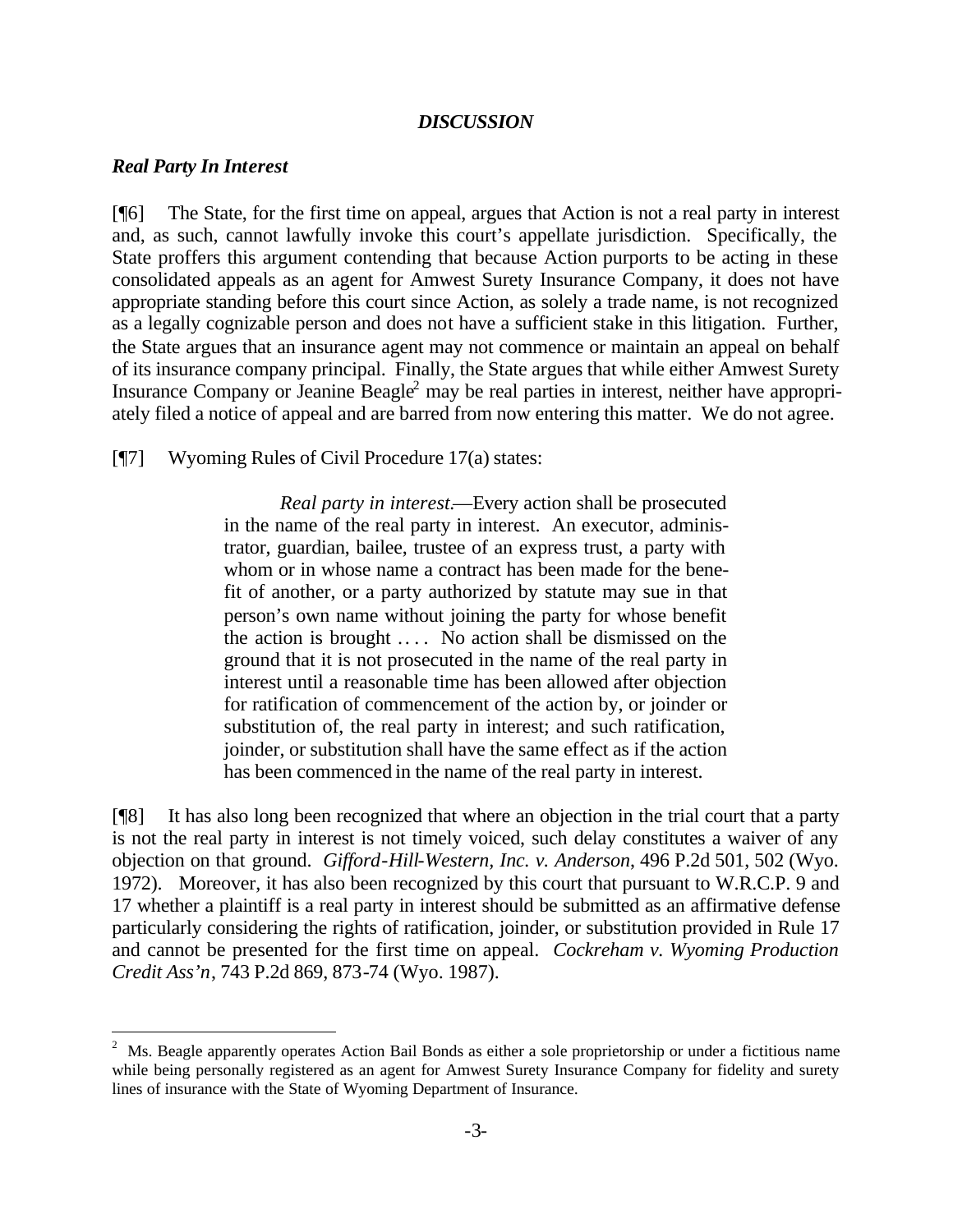## *DISCUSSION*

### *Real Party In Interest*

[¶6] The State, for the first time on appeal, argues that Action is not a real party in interest and, as such, cannot lawfully invoke this court's appellate jurisdiction. Specifically, the State proffers this argument contending that because Action purports to be acting in these consolidated appeals as an agent for Amwest Surety Insurance Company, it does not have appropriate standing before this court since Action, as solely a trade name, is not recognized as a legally cognizable person and does not have a sufficient stake in this litigation. Further, the State argues that an insurance agent may not commence or maintain an appeal on behalf of its insurance company principal. Finally, the State argues that while either Amwest Surety Insurance Company or Jeanine Beagle[2] may be real parties in interest, neither have appropriately filed a notice of appeal and are barred from now entering this matter. We do not agree.

[¶7] Wyoming Rules of Civil Procedure 17(a) states:

> *Real party in interest.*—Every action shall be prosecuted in the name of the real party in interest. An executor, administrator, guardian, bailee, trustee of an express trust, a party with whom or in whose name a contract has been made for the benefit of another, or a party authorized by statute may sue in that person's own name without joining the party for whose benefit the action is brought . . . . No action shall be dismissed on the ground that it is not prosecuted in the name of the real party in interest until a reasonable time has been allowed after objection for ratification of commencement of the action by, or joinder or substitution of, the real party in interest; and such ratification, joinder, or substitution shall have the same effect as if the action has been commenced in the name of the real party in interest.

[¶8] It has also long been recognized that where an objection in the trial court that a party is not the real party in interest is not timely voiced, such delay constitutes a waiver of any objection on that ground. *Gifford-Hill-Western, Inc. v. Anderson*, 496 P.2d 501, 502 (Wyo. 1972). Moreover, it has also been recognized by this court that pursuant to W.R.C.P. 9 and 17 whether a plaintiff is a real party in interest should be submitted as an affirmative defense particularly considering the rights of ratification, joinder, or substitution provided in Rule 17 and cannot be presented for the first time on appeal. *Cockreham v. Wyoming Production Credit Ass'n*, 743 P.2d 869, 873-74 (Wyo. 1987).

---

[2] Ms. Beagle apparently operates Action Bail Bonds as either a sole proprietorship or under a fictitious name while being personally registered as an agent for Amwest Surety Insurance Company for fidelity and surety lines of insurance with the State of Wyoming Department of Insurance.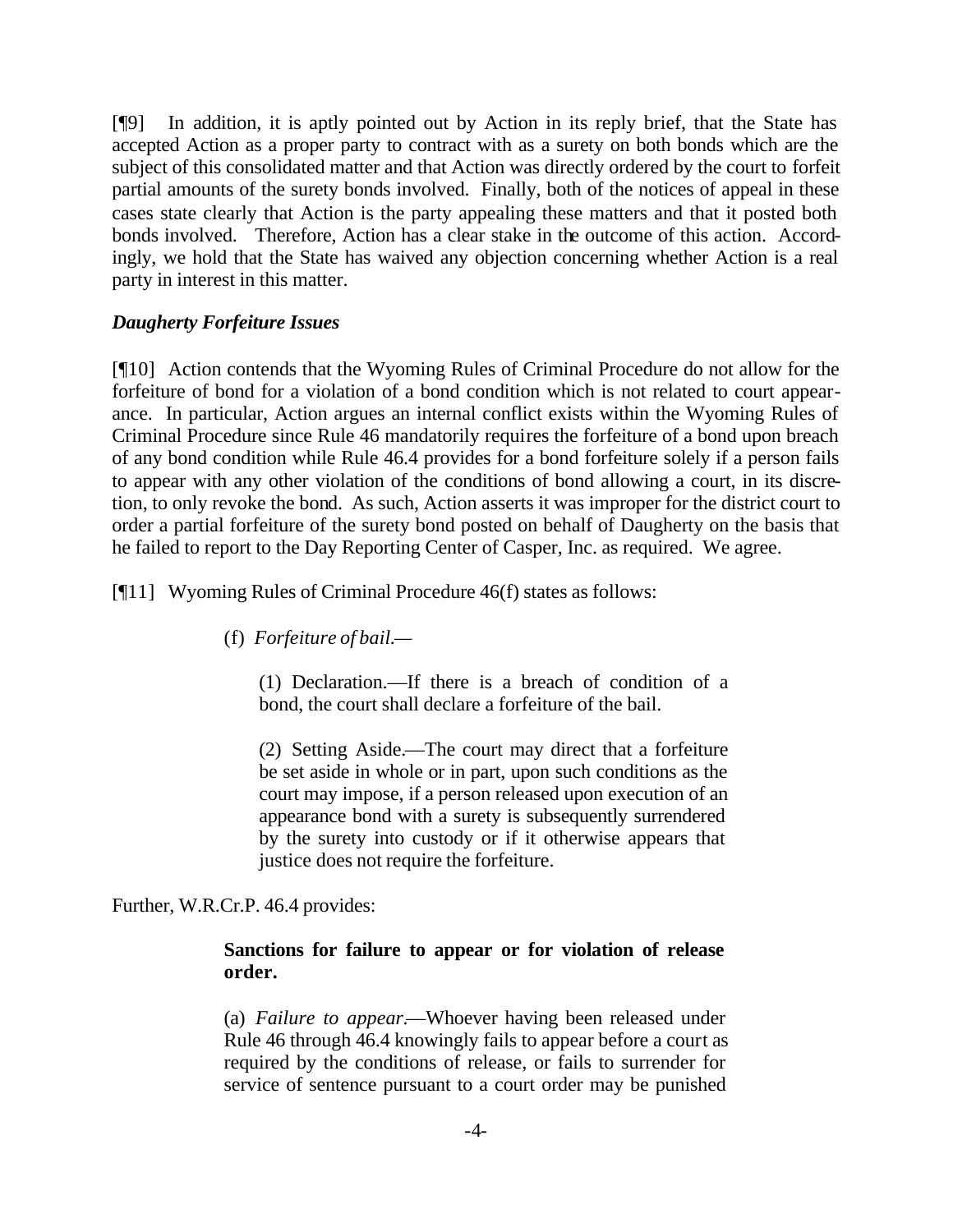[¶9] In addition, it is aptly pointed out by Action in its reply brief, that the State has accepted Action as a proper party to contract with as a surety on both bonds which are the subject of this consolidated matter and that Action was directly ordered by the court to forfeit partial amounts of the surety bonds involved. Finally, both of the notices of appeal in these cases state clearly that Action is the party appealing these matters and that it posted both bonds involved. Therefore, Action has a clear stake in the outcome of this action. Accordingly, we hold that the State has waived any objection concerning whether Action is a real party in interest in this matter.

***Daugherty Forfeiture Issues***

[¶10] Action contends that the Wyoming Rules of Criminal Procedure do not allow for the forfeiture of bond for a violation of a bond condition which is not related to court appearance. In particular, Action argues an internal conflict exists within the Wyoming Rules of Criminal Procedure since Rule 46 mandatorily requires the forfeiture of a bond upon breach of any bond condition while Rule 46.4 provides for a bond forfeiture solely if a person fails to appear with any other violation of the conditions of bond allowing a court, in its discretion, to only revoke the bond. As such, Action asserts it was improper for the district court to order a partial forfeiture of the surety bond posted on behalf of Daugherty on the basis that he failed to report to the Day Reporting Center of Casper, Inc. as required. We agree.

[¶11] Wyoming Rules of Criminal Procedure 46(f) states as follows:

> (f) *Forfeiture of bail.*—
>
> > (1) Declaration.—If there is a breach of condition of a bond, the court shall declare a forfeiture of the bail.
> >
> > (2) Setting Aside.—The court may direct that a forfeiture be set aside in whole or in part, upon such conditions as the court may impose, if a person released upon execution of an appearance bond with a surety is subsequently surrendered by the surety into custody or if it otherwise appears that justice does not require the forfeiture.

Further, W.R.Cr.P. 46.4 provides:

> **Sanctions for failure to appear or for violation of release order.**
>
> (a) *Failure to appear.*—Whoever having been released under Rule 46 through 46.4 knowingly fails to appear before a court as required by the conditions of release, or fails to surrender for service of sentence pursuant to a court order may be punished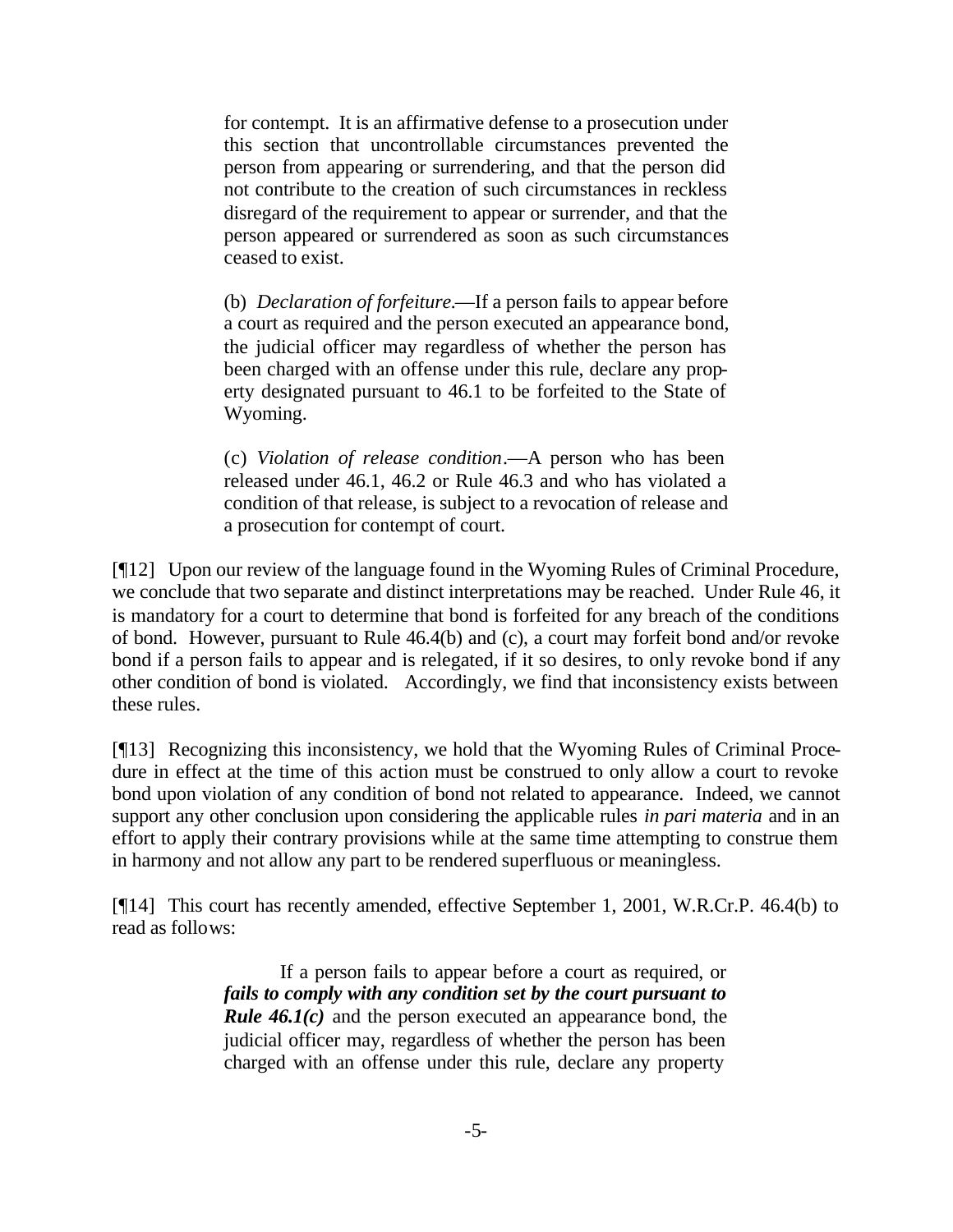> for contempt. It is an affirmative defense to a prosecution under this section that uncontrollable circumstances prevented the person from appearing or surrendering, and that the person did not contribute to the creation of such circumstances in reckless disregard of the requirement to appear or surrender, and that the person appeared or surrendered as soon as such circumstances ceased to exist.
>
> (b) *Declaration of forfeiture*.—If a person fails to appear before a court as required and the person executed an appearance bond, the judicial officer may regardless of whether the person has been charged with an offense under this rule, declare any property designated pursuant to 46.1 to be forfeited to the State of Wyoming.
>
> (c) *Violation of release condition*.—A person who has been released under 46.1, 46.2 or Rule 46.3 and who has violated a condition of that release, is subject to a revocation of release and a prosecution for contempt of court.

[¶12] Upon our review of the language found in the Wyoming Rules of Criminal Procedure, we conclude that two separate and distinct interpretations may be reached. Under Rule 46, it is mandatory for a court to determine that bond is forfeited for any breach of the conditions of bond. However, pursuant to Rule 46.4(b) and (c), a court may forfeit bond and/or revoke bond if a person fails to appear and is relegated, if it so desires, to only revoke bond if any other condition of bond is violated. Accordingly, we find that inconsistency exists between these rules.

[¶13] Recognizing this inconsistency, we hold that the Wyoming Rules of Criminal Procedure in effect at the time of this action must be construed to only allow a court to revoke bond upon violation of any condition of bond not related to appearance. Indeed, we cannot support any other conclusion upon considering the applicable rules *in pari materia* and in an effort to apply their contrary provisions while at the same time attempting to construe them in harmony and not allow any part to be rendered superfluous or meaningless.

[¶14] This court has recently amended, effective September 1, 2001, W.R.Cr.P. 46.4(b) to read as follows:

> If a person fails to appear before a court as required, or ***fails to comply with any condition set by the court pursuant to Rule 46.1(c)*** and the person executed an appearance bond, the judicial officer may, regardless of whether the person has been charged with an offense under this rule, declare any property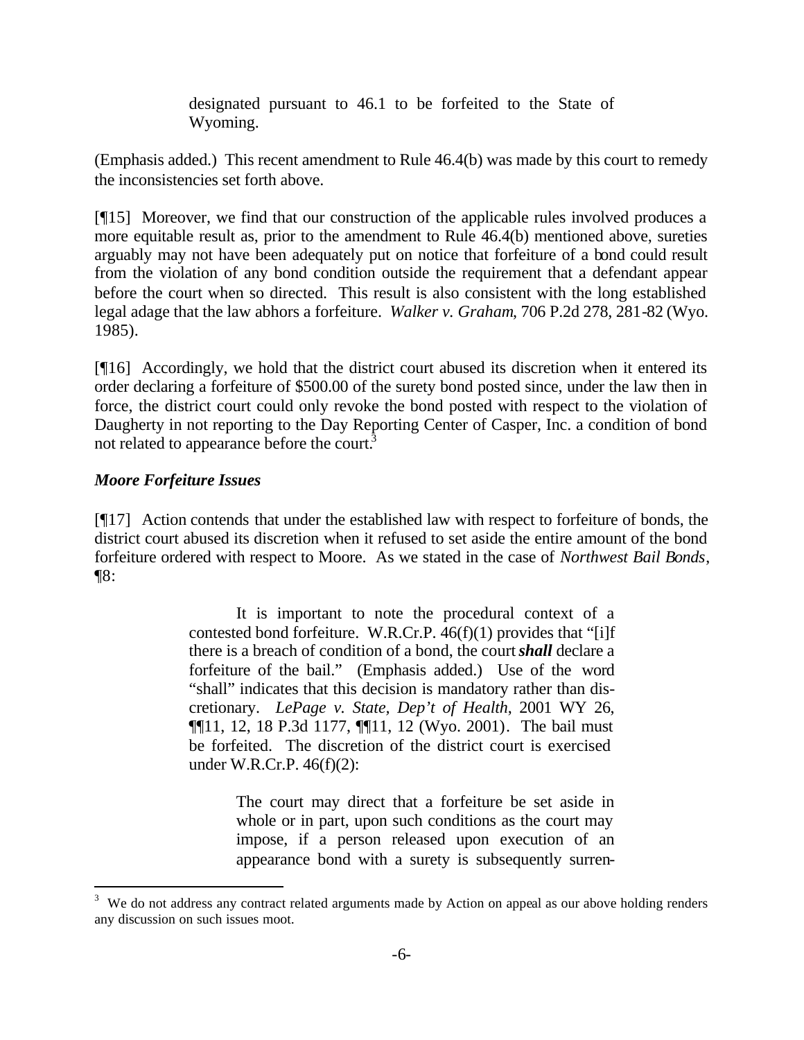> designated pursuant to 46.1 to be forfeited to the State of Wyoming.

(Emphasis added.) This recent amendment to Rule 46.4(b) was made by this court to remedy the inconsistencies set forth above.

[¶15] Moreover, we find that our construction of the applicable rules involved produces a more equitable result as, prior to the amendment to Rule 46.4(b) mentioned above, sureties arguably may not have been adequately put on notice that forfeiture of a bond could result from the violation of any bond condition outside the requirement that a defendant appear before the court when so directed. This result is also consistent with the long established legal adage that the law abhors a forfeiture. *Walker v. Graham*, 706 P.2d 278, 281-82 (Wyo. 1985).

[¶16] Accordingly, we hold that the district court abused its discretion when it entered its order declaring a forfeiture of $500.00 of the surety bond posted since, under the law then in force, the district court could only revoke the bond posted with respect to the violation of Daugherty in not reporting to the Day Reporting Center of Casper, Inc. a condition of bond not related to appearance before the court.[3]

### *Moore Forfeiture Issues*

[¶17] Action contends that under the established law with respect to forfeiture of bonds, the district court abused its discretion when it refused to set aside the entire amount of the bond forfeiture ordered with respect to Moore. As we stated in the case of *Northwest Bail Bonds*, ¶8:

> It is important to note the procedural context of a contested bond forfeiture. W.R.Cr.P. 46(f)(1) provides that "[i]f there is a breach of condition of a bond, the court ***shall*** declare a forfeiture of the bail." (Emphasis added.) Use of the word "shall" indicates that this decision is mandatory rather than discretionary. *LePage v. State, Dep't of Health*, 2001 WY 26, ¶¶11, 12, 18 P.3d 1177, ¶¶11, 12 (Wyo. 2001). The bail must be forfeited. The discretion of the district court is exercised under W.R.Cr.P. 46(f)(2):
>
>> The court may direct that a forfeiture be set aside in whole or in part, upon such conditions as the court may impose, if a person released upon execution of an appearance bond with a surety is subsequently surren-

---

[3] We do not address any contract related arguments made by Action on appeal as our above holding renders any discussion on such issues moot.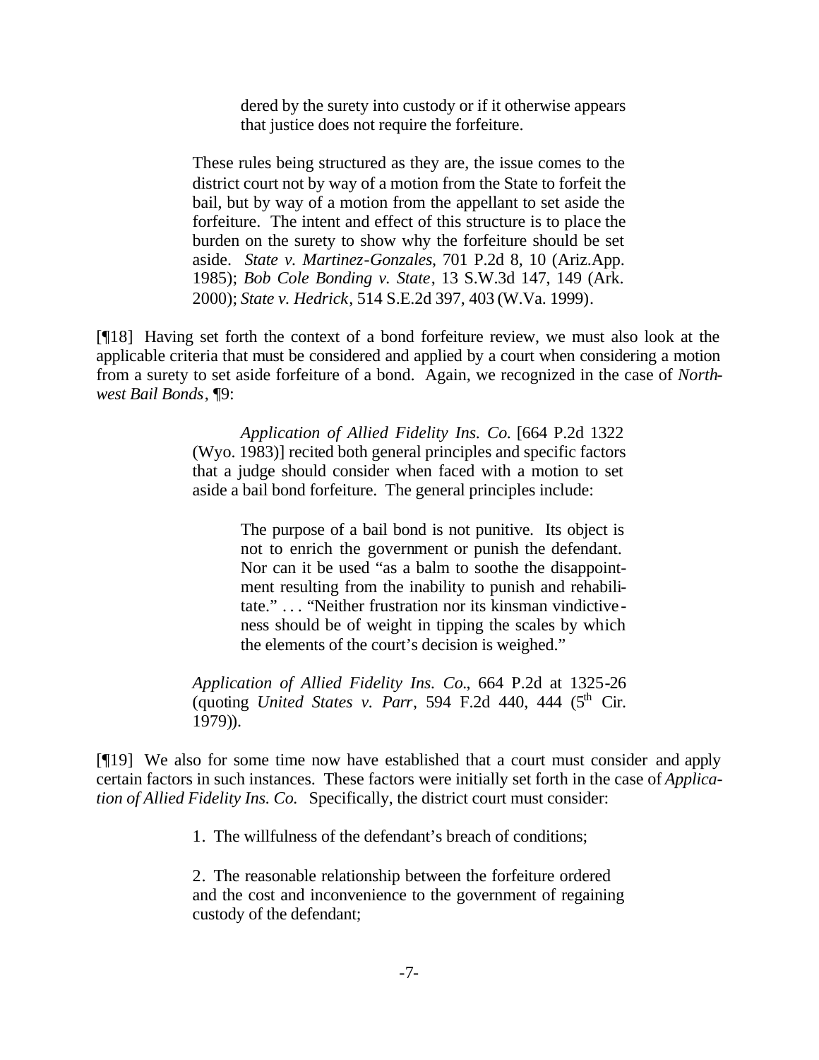> dered by the surety into custody or if it otherwise appears that justice does not require the forfeiture.

These rules being structured as they are, the issue comes to the district court not by way of a motion from the State to forfeit the bail, but by way of a motion from the appellant to set aside the forfeiture. The intent and effect of this structure is to place the burden on the surety to show why the forfeiture should be set aside. *State v. Martinez-Gonzales*, 701 P.2d 8, 10 (Ariz.App. 1985); *Bob Cole Bonding v. State*, 13 S.W.3d 147, 149 (Ark. 2000); *State v. Hedrick*, 514 S.E.2d 397, 403 (W.Va. 1999).

[¶18] Having set forth the context of a bond forfeiture review, we must also look at the applicable criteria that must be considered and applied by a court when considering a motion from a surety to set aside forfeiture of a bond. Again, we recognized in the case of *Northwest Bail Bonds*, ¶9:

> *Application of Allied Fidelity Ins. Co.* [664 P.2d 1322 (Wyo. 1983)] recited both general principles and specific factors that a judge should consider when faced with a motion to set aside a bail bond forfeiture. The general principles include:
>
> > The purpose of a bail bond is not punitive. Its object is not to enrich the government or punish the defendant. Nor can it be used "as a balm to soothe the disappointment resulting from the inability to punish and rehabilitate." . . . "Neither frustration nor its kinsman vindictiveness should be of weight in tipping the scales by which the elements of the court's decision is weighed."
>
> *Application of Allied Fidelity Ins. Co.*, 664 P.2d at 1325-26 (quoting *United States v. Parr*, 594 F.2d 440, 444 (5th Cir. 1979)).

[¶19] We also for some time now have established that a court must consider and apply certain factors in such instances. These factors were initially set forth in the case of *Application of Allied Fidelity Ins. Co.* Specifically, the district court must consider:

> 1. The willfulness of the defendant's breach of conditions;
>
> 2. The reasonable relationship between the forfeiture ordered and the cost and inconvenience to the government of regaining custody of the defendant;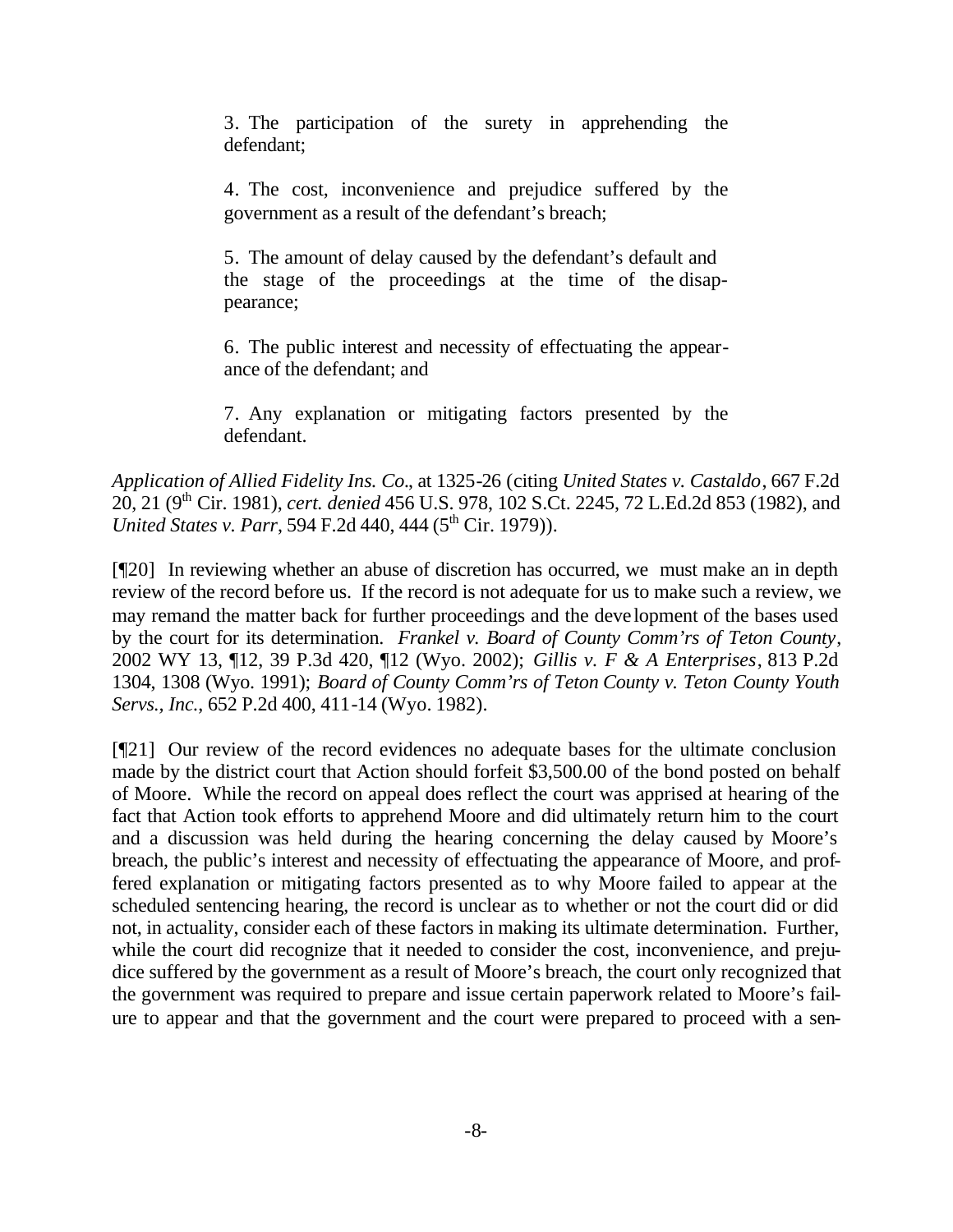> 3. The participation of the surety in apprehending the defendant;
>
> 4. The cost, inconvenience and prejudice suffered by the government as a result of the defendant's breach;
>
> 5. The amount of delay caused by the defendant's default and the stage of the proceedings at the time of the disappearance;
>
> 6. The public interest and necessity of effectuating the appearance of the defendant; and
>
> 7. Any explanation or mitigating factors presented by the defendant.

*Application of Allied Fidelity Ins. Co.*, at 1325-26 (citing *United States v. Castaldo*, 667 F.2d 20, 21 (9th Cir. 1981), *cert. denied* 456 U.S. 978, 102 S.Ct. 2245, 72 L.Ed.2d 853 (1982), and *United States v. Parr*, 594 F.2d 440, 444 (5th Cir. 1979)).

[¶20] In reviewing whether an abuse of discretion has occurred, we must make an in depth review of the record before us. If the record is not adequate for us to make such a review, we may remand the matter back for further proceedings and the development of the bases used by the court for its determination. *Frankel v. Board of County Comm'rs of Teton County*, 2002 WY 13, ¶12, 39 P.3d 420, ¶12 (Wyo. 2002); *Gillis v. F & A Enterprises*, 813 P.2d 1304, 1308 (Wyo. 1991); *Board of County Comm'rs of Teton County v. Teton County Youth Servs., Inc.*, 652 P.2d 400, 411-14 (Wyo. 1982).

[¶21] Our review of the record evidences no adequate bases for the ultimate conclusion made by the district court that Action should forfeit $3,500.00 of the bond posted on behalf of Moore. While the record on appeal does reflect the court was apprised at hearing of the fact that Action took efforts to apprehend Moore and did ultimately return him to the court and a discussion was held during the hearing concerning the delay caused by Moore's breach, the public's interest and necessity of effectuating the appearance of Moore, and proffered explanation or mitigating factors presented as to why Moore failed to appear at the scheduled sentencing hearing, the record is unclear as to whether or not the court did or did not, in actuality, consider each of these factors in making its ultimate determination. Further, while the court did recognize that it needed to consider the cost, inconvenience, and prejudice suffered by the government as a result of Moore's breach, the court only recognized that the government was required to prepare and issue certain paperwork related to Moore's failure to appear and that the government and the court were prepared to proceed with a sen-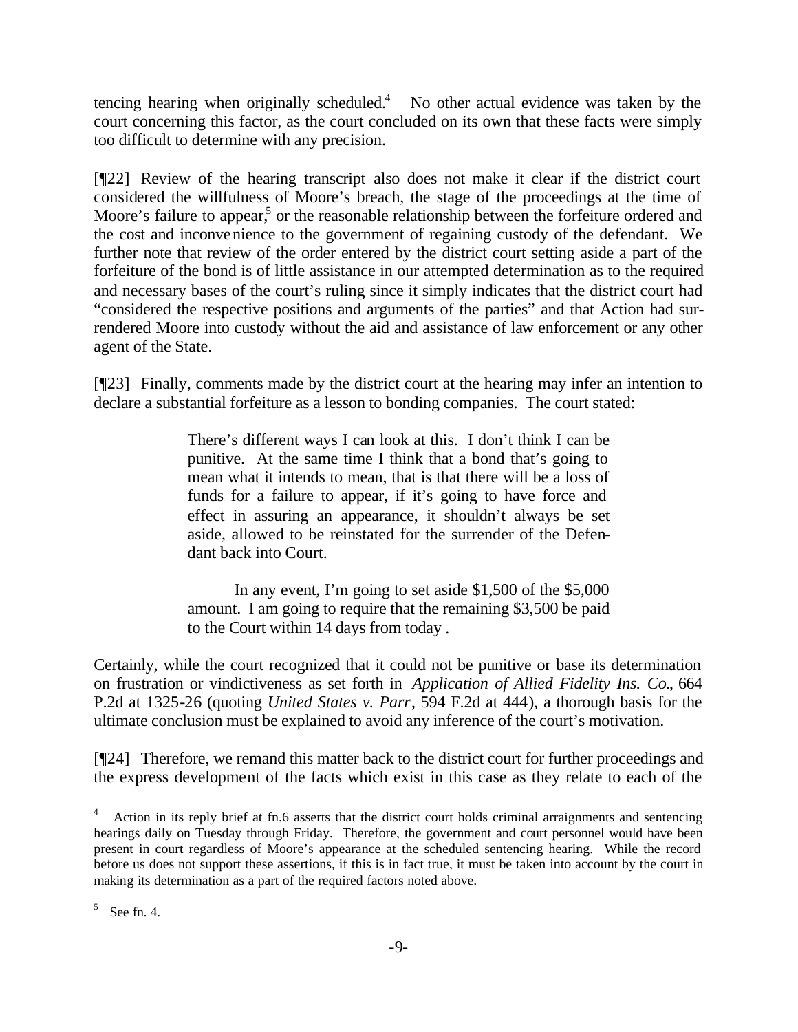tencing hearing when originally scheduled.[4] No other actual evidence was taken by the court concerning this factor, as the court concluded on its own that these facts were simply too difficult to determine with any precision.

[¶22] Review of the hearing transcript also does not make it clear if the district court considered the willfulness of Moore's breach, the stage of the proceedings at the time of Moore's failure to appear,[5] or the reasonable relationship between the forfeiture ordered and the cost and inconvenience to the government of regaining custody of the defendant. We further note that review of the order entered by the district court setting aside a part of the forfeiture of the bond is of little assistance in our attempted determination as to the required and necessary bases of the court's ruling since it simply indicates that the district court had "considered the respective positions and arguments of the parties" and that Action had surrendered Moore into custody without the aid and assistance of law enforcement or any other agent of the State.

[¶23] Finally, comments made by the district court at the hearing may infer an intention to declare a substantial forfeiture as a lesson to bonding companies. The court stated:

> There's different ways I can look at this. I don't think I can be punitive. At the same time I think that a bond that's going to mean what it intends to mean, that is that there will be a loss of funds for a failure to appear, if it's going to have force and effect in assuring an appearance, it shouldn't always be set aside, allowed to be reinstated for the surrender of the Defendant back into Court.
>
> In any event, I'm going to set aside $1,500 of the $5,000 amount. I am going to require that the remaining $3,500 be paid to the Court within 14 days from today.

Certainly, while the court recognized that it could not be punitive or base its determination on frustration or vindictiveness as set forth in *Application of Allied Fidelity Ins. Co.*, 664 P.2d at 1325-26 (quoting *United States v. Parr*, 594 F.2d at 444), a thorough basis for the ultimate conclusion must be explained to avoid any inference of the court's motivation.

[¶24] Therefore, we remand this matter back to the district court for further proceedings and the express development of the facts which exist in this case as they relate to each of the

---

[4] Action in its reply brief at fn.6 asserts that the district court holds criminal arraignments and sentencing hearings daily on Tuesday through Friday. Therefore, the government and court personnel would have been present in court regardless of Moore's appearance at the scheduled sentencing hearing. While the record before us does not support these assertions, if this is in fact true, it must be taken into account by the court in making its determination as a part of the required factors noted above.

[5] See fn. 4.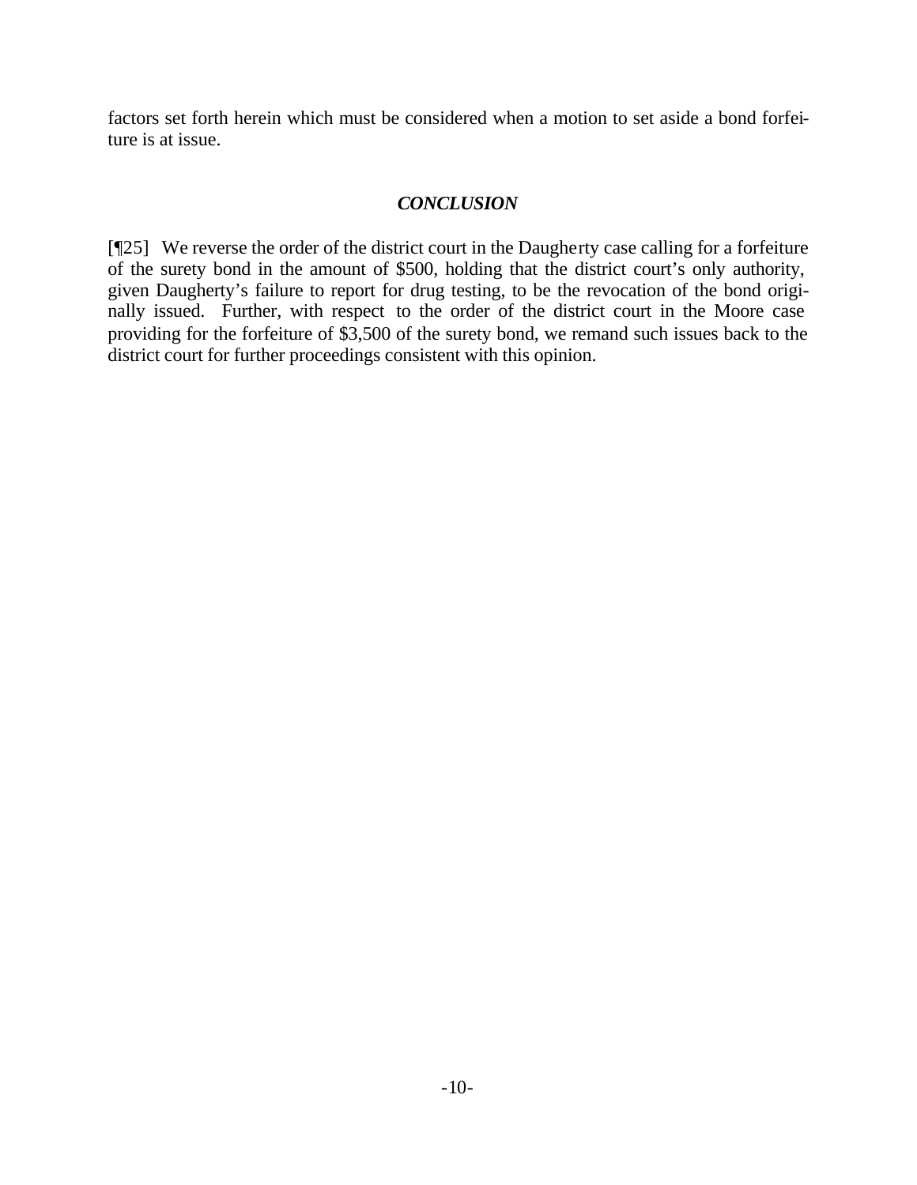factors set forth herein which must be considered when a motion to set aside a bond forfeiture is at issue.

### *CONCLUSION*

[¶25] We reverse the order of the district court in the Daugherty case calling for a forfeiture of the surety bond in the amount of $500, holding that the district court's only authority, given Daugherty's failure to report for drug testing, to be the revocation of the bond originally issued. Further, with respect to the order of the district court in the Moore case providing for the forfeiture of $3,500 of the surety bond, we remand such issues back to the district court for further proceedings consistent with this opinion.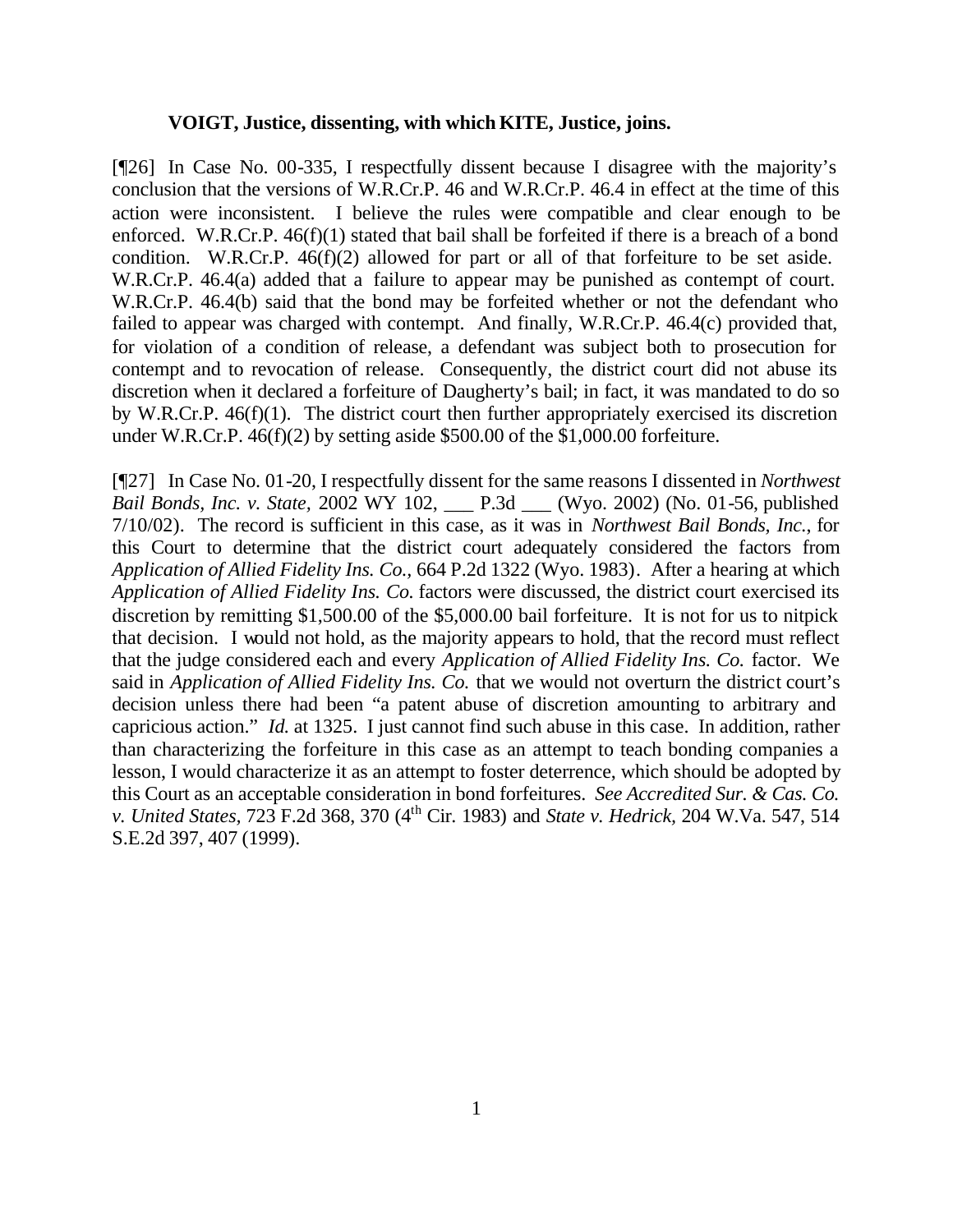**VOIGT, Justice, dissenting, with which KITE, Justice, joins.**

[¶26] In Case No. 00-335, I respectfully dissent because I disagree with the majority's conclusion that the versions of W.R.Cr.P. 46 and W.R.Cr.P. 46.4 in effect at the time of this action were inconsistent. I believe the rules were compatible and clear enough to be enforced. W.R.Cr.P. 46(f)(1) stated that bail shall be forfeited if there is a breach of a bond condition. W.R.Cr.P. 46(f)(2) allowed for part or all of that forfeiture to be set aside. W.R.Cr.P. 46.4(a) added that a failure to appear may be punished as contempt of court. W.R.Cr.P. 46.4(b) said that the bond may be forfeited whether or not the defendant who failed to appear was charged with contempt. And finally, W.R.Cr.P. 46.4(c) provided that, for violation of a condition of release, a defendant was subject both to prosecution for contempt and to revocation of release. Consequently, the district court did not abuse its discretion when it declared a forfeiture of Daugherty's bail; in fact, it was mandated to do so by W.R.Cr.P. 46(f)(1). The district court then further appropriately exercised its discretion under W.R.Cr.P. 46(f)(2) by setting aside \$500.00 of the \$1,000.00 forfeiture.

[¶27] In Case No. 01-20, I respectfully dissent for the same reasons I dissented in *Northwest Bail Bonds, Inc. v. State,* 2002 WY 102, ___ P.3d ___ (Wyo. 2002) (No. 01-56, published 7/10/02). The record is sufficient in this case, as it was in *Northwest Bail Bonds, Inc.*, for this Court to determine that the district court adequately considered the factors from *Application of Allied Fidelity Ins. Co.,* 664 P.2d 1322 (Wyo. 1983). After a hearing at which *Application of Allied Fidelity Ins. Co.* factors were discussed, the district court exercised its discretion by remitting \$1,500.00 of the \$5,000.00 bail forfeiture. It is not for us to nitpick that decision. I would not hold, as the majority appears to hold, that the record must reflect that the judge considered each and every *Application of Allied Fidelity Ins. Co.* factor. We said in *Application of Allied Fidelity Ins. Co.* that we would not overturn the district court's decision unless there had been "a patent abuse of discretion amounting to arbitrary and capricious action." *Id.* at 1325. I just cannot find such abuse in this case. In addition, rather than characterizing the forfeiture in this case as an attempt to teach bonding companies a lesson, I would characterize it as an attempt to foster deterrence, which should be adopted by this Court as an acceptable consideration in bond forfeitures. *See Accredited Sur. & Cas. Co. v. United States*, 723 F.2d 368, 370 (4th Cir. 1983) and *State v. Hedrick,* 204 W.Va. 547, 514 S.E.2d 397, 407 (1999).